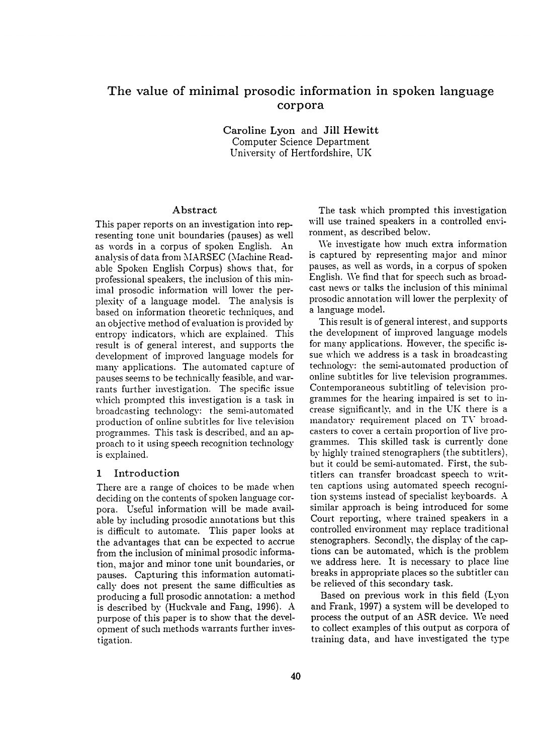# The value of minimal prosodic information in spoken language corpora

**Caroline Lyon** and **Jill Hewitt**
Computer Science Department
University of Hertfordshire, UK

## Abstract

This paper reports on an investigation into representing tone unit boundaries (pauses) as well as words in a corpus of spoken English. An analysis of data from MARSEC (Machine Readable Spoken English Corpus) shows that, for professional speakers, the inclusion of this minimal prosodic information will lower the perplexity of a language model. The analysis is based on information theoretic techniques, and an objective method of evaluation is provided by entropy indicators, which are explained. This result is of general interest, and supports the development of improved language models for many applications. The automated capture of pauses seems to be technically feasible, and warrants further investigation. The specific issue which prompted this investigation is a task in broadcasting technology: the semi-automated production of online subtitles for live television programmes. This task is described, and an approach to it using speech recognition technology is explained.

## 1 Introduction

There are a range of choices to be made when deciding on the contents of spoken language corpora. Useful information will be made available by including prosodic annotations but this is difficult to automate. This paper looks at the advantages that can be expected to accrue from the inclusion of minimal prosodic information, major and minor tone unit boundaries, or pauses. Capturing this information automatically does not present the same difficulties as producing a full prosodic annotation: a method is described by (Huckvale and Fang, 1996). A purpose of this paper is to show that the development of such methods warrants further investigation.

The task which prompted this investigation will use trained speakers in a controlled environment, as described below.

We investigate how much extra information is captured by representing major and minor pauses, as well as words, in a corpus of spoken English. We find that for speech such as broadcast news or talks the inclusion of this minimal prosodic annotation will lower the perplexity of a language model.

This result is of general interest, and supports the development of improved language models for many applications. However, the specific issue which we address is a task in broadcasting technology: the semi-automated production of online subtitles for live television programmes. Contemporaneous subtitling of television programmes for the hearing impaired is set to increase significantly, and in the UK there is a mandatory requirement placed on TV broadcasters to cover a certain proportion of live programmes. This skilled task is currently done by highly trained stenographers (the subtitlers), but it could be semi-automated. First, the subtitlers can transfer broadcast speech to written captions using automated speech recognition systems instead of specialist keyboards. A similar approach is being introduced for some Court reporting, where trained speakers in a controlled environment may replace traditional stenographers. Secondly, the display of the captions can be automated, which is the problem we address here. It is necessary to place line breaks in appropriate places so the subtitler can be relieved of this secondary task.

Based on previous work in this field (Lyon and Frank, 1997) a system will be developed to process the output of an ASR device. We need to collect examples of this output as corpora of training data, and have investigated the type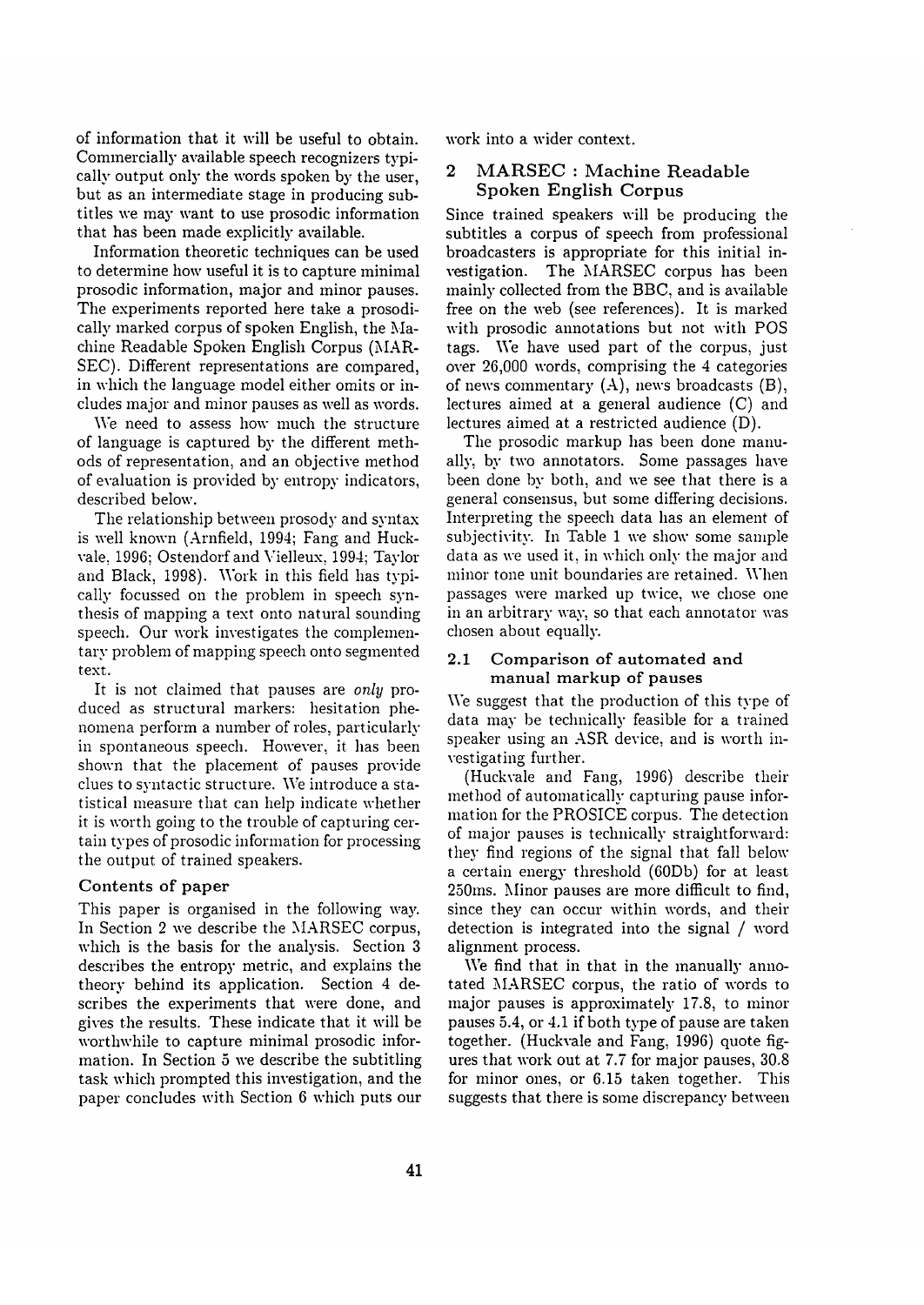of information that it will be useful to obtain. Commercially available speech recognizers typically output only the words spoken by the user, but as an intermediate stage in producing subtitles we may want to use prosodic information that has been made explicitly available.

Information theoretic techniques can be used to determine how useful it is to capture minimal prosodic information, major and minor pauses. The experiments reported here take a prosodically marked corpus of spoken English, the Machine Readable Spoken English Corpus (MARSEC). Different representations are compared, in which the language model either omits or includes major and minor pauses as well as words.

We need to assess how much the structure of language is captured by the different methods of representation, and an objective method of evaluation is provided by entropy indicators, described below.

The relationship between prosody and syntax is well known (Arnfield, 1994; Fang and Huckvale, 1996; Ostendorf and Vielleux, 1994; Taylor and Black, 1998). Work in this field has typically focussed on the problem in speech synthesis of mapping a text onto natural sounding speech. Our work investigates the complementary problem of mapping speech onto segmented text.

It is not claimed that pauses are *only* produced as structural markers: hesitation phenomena perform a number of roles, particularly in spontaneous speech. However, it has been shown that the placement of pauses provide clues to syntactic structure. We introduce a statistical measure that can help indicate whether it is worth going to the trouble of capturing certain types of prosodic information for processing the output of trained speakers.

### Contents of paper

This paper is organised in the following way. In Section 2 we describe the MARSEC corpus, which is the basis for the analysis. Section 3 describes the entropy metric, and explains the theory behind its application. Section 4 describes the experiments that were done, and gives the results. These indicate that it will be worthwhile to capture minimal prosodic information. In Section 5 we describe the subtitling task which prompted this investigation, and the paper concludes with Section 6 which puts our work into a wider context.

## 2 MARSEC : Machine Readable Spoken English Corpus

Since trained speakers will be producing the subtitles a corpus of speech from professional broadcasters is appropriate for this initial investigation. The MARSEC corpus has been mainly collected from the BBC, and is available free on the web (see references). It is marked with prosodic annotations but not with POS tags. We have used part of the corpus, just over 26,000 words, comprising the 4 categories of news commentary (A), news broadcasts (B), lectures aimed at a general audience (C) and lectures aimed at a restricted audience (D).

The prosodic markup has been done manually, by two annotators. Some passages have been done by both, and we see that there is a general consensus, but some differing decisions. Interpreting the speech data has an element of subjectivity. In Table 1 we show some sample data as we used it, in which only the major and minor tone unit boundaries are retained. When passages were marked up twice, we chose one in an arbitrary way, so that each annotator was chosen about equally.

### 2.1 Comparison of automated and manual markup of pauses

We suggest that the production of this type of data may be technically feasible for a trained speaker using an ASR device, and is worth investigating further.

(Huckvale and Fang, 1996) describe their method of automatically capturing pause information for the PROSICE corpus. The detection of major pauses is technically straightforward: they find regions of the signal that fall below a certain energy threshold (60Db) for at least 250ms. Minor pauses are more difficult to find, since they can occur within words, and their detection is integrated into the signal / word alignment process.

We find that in that in the manually annotated MARSEC corpus, the ratio of words to major pauses is approximately 17.8, to minor pauses 5.4, or 4.1 if both type of pause are taken together. (Huckvale and Fang, 1996) quote figures that work out at 7.7 for major pauses, 30.8 for minor ones, or 6.15 taken together. This suggests that there is some discrepancy between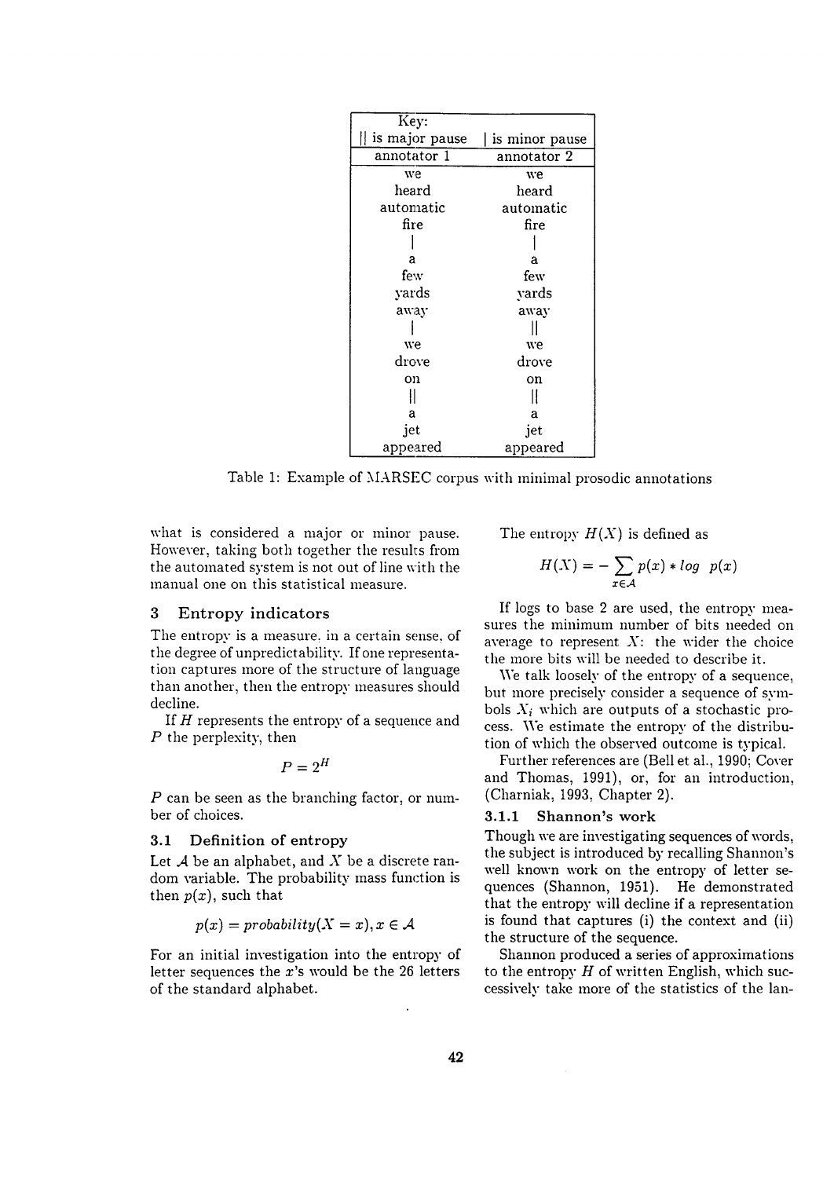| Key: | |
|---|---|
| \|\| is major pause | \| is minor pause |
| annotator 1 | annotator 2 |
| we | we |
| heard | heard |
| automatic | automatic |
| fire | fire |
| \| | \| |
| a | a |
| few | few |
| yards | yards |
| away | away |
| \| | \|\| |
| we | we |
| drove | drove |
| on | on |
| \|\| | \|\| |
| a | a |
| jet | jet |
| appeared | appeared |

Table 1: Example of MARSEC corpus with minimal prosodic annotations

what is considered a major or minor pause. However, taking both together the results from the automated system is not out of line with the manual one on this statistical measure.

## 3 Entropy indicators

The entropy is a measure, in a certain sense, of the degree of unpredictability. If one representation captures more of the structure of language than another, then the entropy measures should decline.

If $H$ represents the entropy of a sequence and $P$ the perplexity, then

$$P = 2^H$$

$P$ can be seen as the branching factor, or number of choices.

### 3.1 Definition of entropy

Let $\mathcal{A}$ be an alphabet, and $X$ be a discrete random variable. The probability mass function is then $p(x)$, such that

$$p(x) = probability(X = x), x \in \mathcal{A}$$

For an initial investigation into the entropy of letter sequences the $x$'s would be the 26 letters of the standard alphabet.

The entropy $H(X)$ is defined as

$$H(X) = - \sum_{x \in \mathcal{A}} p(x) * log \;\; p(x)$$

If logs to base 2 are used, the entropy measures the minimum number of bits needed on average to represent $X$: the wider the choice the more bits will be needed to describe it.

We talk loosely of the entropy of a sequence, but more precisely consider a sequence of symbols $X_i$ which are outputs of a stochastic process. We estimate the entropy of the distribution of which the observed outcome is typical.

Further references are (Bell et al., 1990; Cover and Thomas, 1991), or, for an introduction, (Charniak, 1993, Chapter 2).

#### 3.1.1 Shannon's work

Though we are investigating sequences of words, the subject is introduced by recalling Shannon's well known work on the entropy of letter sequences (Shannon, 1951). He demonstrated that the entropy will decline if a representation is found that captures (i) the context and (ii) the structure of the sequence.

Shannon produced a series of approximations to the entropy $H$ of written English, which successively take more of the statistics of the lan-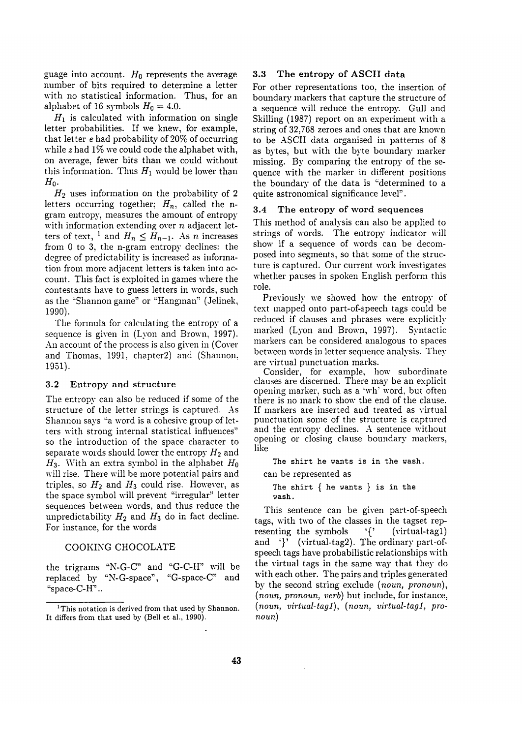guage into account. $H_0$ represents the average number of bits required to determine a letter with no statistical information. Thus, for an alphabet of 16 symbols $H_0 = 4.0$.

$H_1$ is calculated with information on single letter probabilities. If we knew, for example, that letter *e* had probability of 20% of occurring while *z* had 1% we could code the alphabet with, on average, fewer bits than we could without this information. Thus $H_1$ would be lower than $H_0$.

$H_2$ uses information on the probability of 2 letters occurring together; $H_n$, called the n-gram entropy, measures the amount of entropy with information extending over *n* adjacent letters of text, [1] and $H_n \leq H_{n-1}$. As *n* increases from 0 to 3, the n-gram entropy declines: the degree of predictability is increased as information from more adjacent letters is taken into account. This fact is exploited in games where the contestants have to guess letters in words, such as the "Shannon game" or "Hangman" (Jelinek, 1990).

The formula for calculating the entropy of a sequence is given in (Lyon and Brown, 1997). An account of the process is also given in (Cover and Thomas, 1991, chapter2) and (Shannon, 1951).

### 3.2 Entropy and structure

The entropy can also be reduced if some of the structure of the letter strings is captured. As Shannon says "a word is a cohesive group of letters with strong internal statistical influences" so the introduction of the space character to separate words should lower the entropy $H_2$ and $H_3$. With an extra symbol in the alphabet $H_0$ will rise. There will be more potential pairs and triples, so $H_2$ and $H_3$ could rise. However, as the space symbol will prevent "irregular" letter sequences between words, and thus reduce the unpredictability $H_2$ and $H_3$ do in fact decline. For instance, for the words

COOKING CHOCOLATE

the trigrams "N-G-C" and "G-C-H" will be replaced by "N-G-space", "G-space-C" and "space-C-H"..

[1] This notation is derived from that used by Shannon. It differs from that used by (Bell et al., 1990).

### 3.3 The entropy of ASCII data

For other representations too, the insertion of boundary markers that capture the structure of a sequence will reduce the entropy. Gull and Skilling (1987) report on an experiment with a string of 32,768 zeroes and ones that are known to be ASCII data organised in patterns of 8 as bytes, but with the byte boundary marker missing. By comparing the entropy of the sequence with the marker in different positions the boundary of the data is "determined to a quite astronomical significance level".

### 3.4 The entropy of word sequences

This method of analysis can also be applied to strings of words. The entropy indicator will show if a sequence of words can be decomposed into segments, so that some of the structure is captured. Our current work investigates whether pauses in spoken English perform this role.

Previously we showed how the entropy of text mapped onto part-of-speech tags could be reduced if clauses and phrases were explicitly marked (Lyon and Brown, 1997). Syntactic markers can be considered analogous to spaces between words in letter sequence analysis. They are virtual punctuation marks.

Consider, for example, how subordinate clauses are discerned. There may be an explicit opening marker, such as a 'wh' word, but often there is no mark to show the end of the clause. If markers are inserted and treated as virtual punctuation some of the structure is captured and the entropy declines. A sentence without opening or closing clause boundary markers, like

```
The shirt he wants is in the wash.
```

can be represented as

```
The shirt { he wants } is in the
wash.
```

This sentence can be given part-of-speech tags, with two of the classes in the tagset representing the symbols '{' (virtual-tag1) and '}' (virtual-tag2). The ordinary part-of-speech tags have probabilistic relationships with the virtual tags in the same way that they do with each other. The pairs and triples generated by the second string exclude (*noun, pronoun*), (*noun, pronoun, verb*) but include, for instance, (*noun, virtual-tag1*), (*noun, virtual-tag1, pronoun*)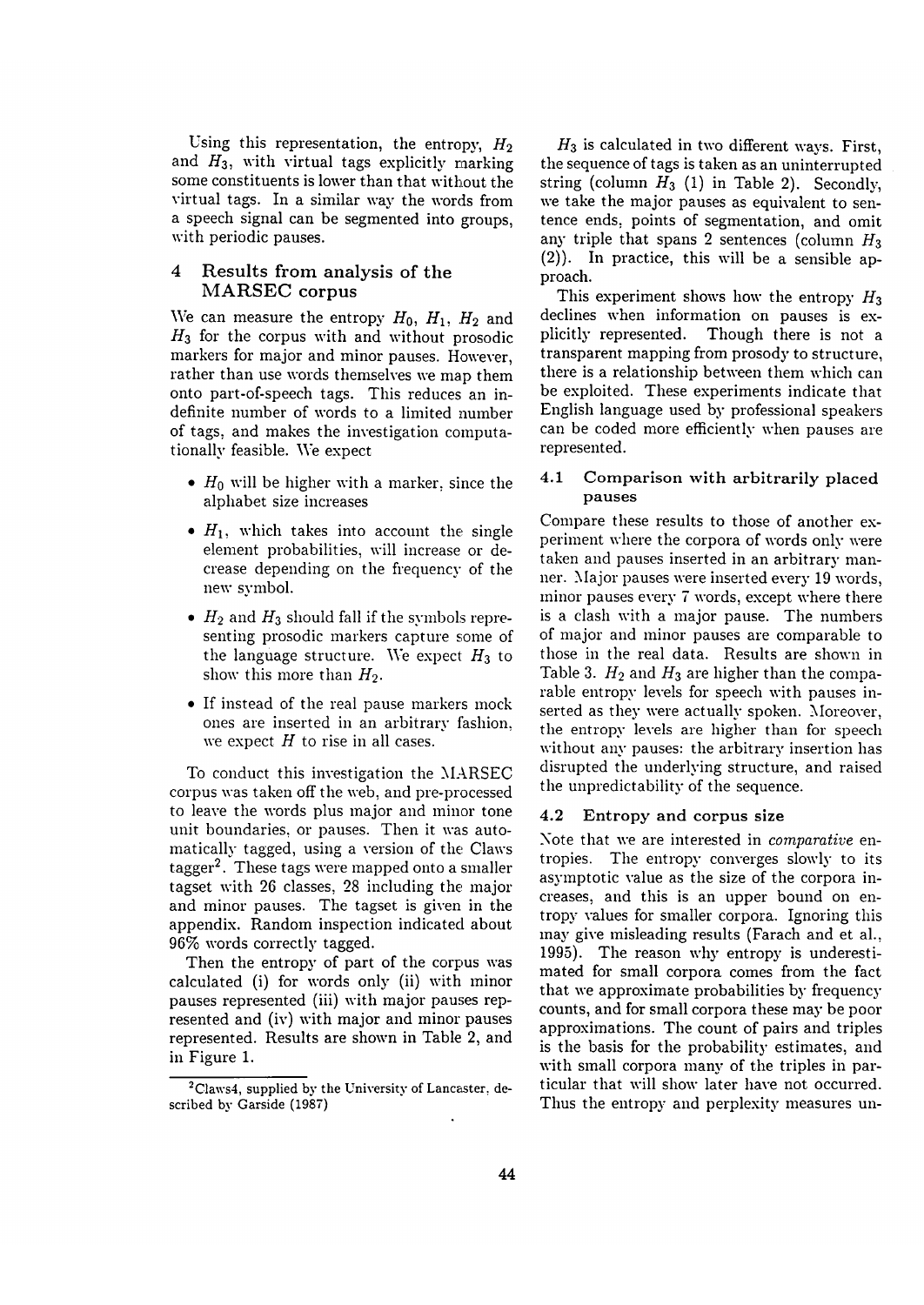Using this representation, the entropy, $H_2$ and $H_3$, with virtual tags explicitly marking some constituents is lower than that without the virtual tags. In a similar way the words from a speech signal can be segmented into groups, with periodic pauses.

## 4 Results from analysis of the MARSEC corpus

We can measure the entropy $H_0$, $H_1$, $H_2$ and $H_3$ for the corpus with and without prosodic markers for major and minor pauses. However, rather than use words themselves we map them onto part-of-speech tags. This reduces an indefinite number of words to a limited number of tags, and makes the investigation computationally feasible. We expect

- $H_0$ will be higher with a marker, since the alphabet size increases
- $H_1$, which takes into account the single element probabilities, will increase or decrease depending on the frequency of the new symbol.
- $H_2$ and $H_3$ should fall if the symbols representing prosodic markers capture some of the language structure. We expect $H_3$ to show this more than $H_2$.
- If instead of the real pause markers mock ones are inserted in an arbitrary fashion, we expect $H$ to rise in all cases.

To conduct this investigation the MARSEC corpus was taken off the web, and pre-processed to leave the words plus major and minor tone unit boundaries, or pauses. Then it was automatically tagged, using a version of the Claws tagger[2]. These tags were mapped onto a smaller tagset with 26 classes, 28 including the major and minor pauses. The tagset is given in the appendix. Random inspection indicated about 96% words correctly tagged.

Then the entropy of part of the corpus was calculated (i) for words only (ii) with minor pauses represented (iii) with major pauses represented and (iv) with major and minor pauses represented. Results are shown in Table 2, and in Figure 1.

[2] Claws4, supplied by the University of Lancaster, described by Garside (1987)

$H_3$ is calculated in two different ways. First, the sequence of tags is taken as an uninterrupted string (column $H_3$ (1) in Table 2). Secondly, we take the major pauses as equivalent to sentence ends, points of segmentation, and omit any triple that spans 2 sentences (column $H_3$ (2)). In practice, this will be a sensible approach.

This experiment shows how the entropy $H_3$ declines when information on pauses is explicitly represented. Though there is not a transparent mapping from prosody to structure, there is a relationship between them which can be exploited. These experiments indicate that English language used by professional speakers can be coded more efficiently when pauses are represented.

### 4.1 Comparison with arbitrarily placed pauses

Compare these results to those of another experiment where the corpora of words only were taken and pauses inserted in an arbitrary manner. Major pauses were inserted every 19 words, minor pauses every 7 words, except where there is a clash with a major pause. The numbers of major and minor pauses are comparable to those in the real data. Results are shown in Table 3. $H_2$ and $H_3$ are higher than the comparable entropy levels for speech with pauses inserted as they were actually spoken. Moreover, the entropy levels are higher than for speech without any pauses: the arbitrary insertion has disrupted the underlying structure, and raised the unpredictability of the sequence.

### 4.2 Entropy and corpus size

Note that we are interested in *comparative* entropies. The entropy converges slowly to its asymptotic value as the size of the corpora increases, and this is an upper bound on entropy values for smaller corpora. Ignoring this may give misleading results (Farach and et al., 1995). The reason why entropy is underestimated for small corpora comes from the fact that we approximate probabilities by frequency counts, and for small corpora these may be poor approximations. The count of pairs and triples is the basis for the probability estimates, and with small corpora many of the triples in particular that will show later have not occurred. Thus the entropy and perplexity measures un-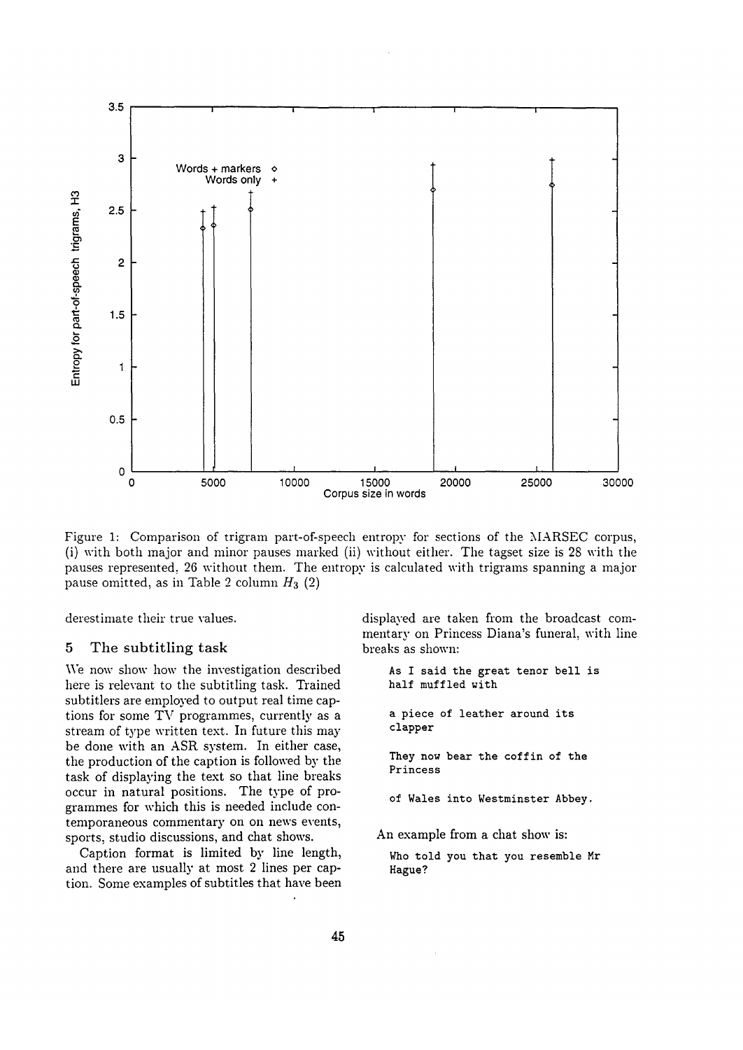Figure 1: Comparison of trigram part-of-speech entropy for sections of the MARSEC corpus, (i) with both major and minor pauses marked (ii) without either. The tagset size is 28 with the pauses represented, 26 without them. The entropy is calculated with trigrams spanning a major pause omitted, as in Table 2 column $H_3$ (2)

derestimate their true values.

## 5 The subtitling task

We now show how the investigation described here is relevant to the subtitling task. Trained subtitlers are employed to output real time captions for some TV programmes, currently as a stream of type written text. In future this may be done with an ASR system. In either case, the production of the caption is followed by the task of displaying the text so that line breaks occur in natural positions. The type of programmes for which this is needed include contemporaneous commentary on on news events, sports, studio discussions, and chat shows.

Caption format is limited by line length, and there are usually at most 2 lines per caption. Some examples of subtitles that have been displayed are taken from the broadcast commentary on Princess Diana's funeral, with line breaks as shown:

```
As I said the great tenor bell is
half muffled with

a piece of leather around its
clapper

They now bear the coffin of the
Princess

of Wales into Westminster Abbey.
```

An example from a chat show is:

```
Who told you that you resemble Mr
Hague?
```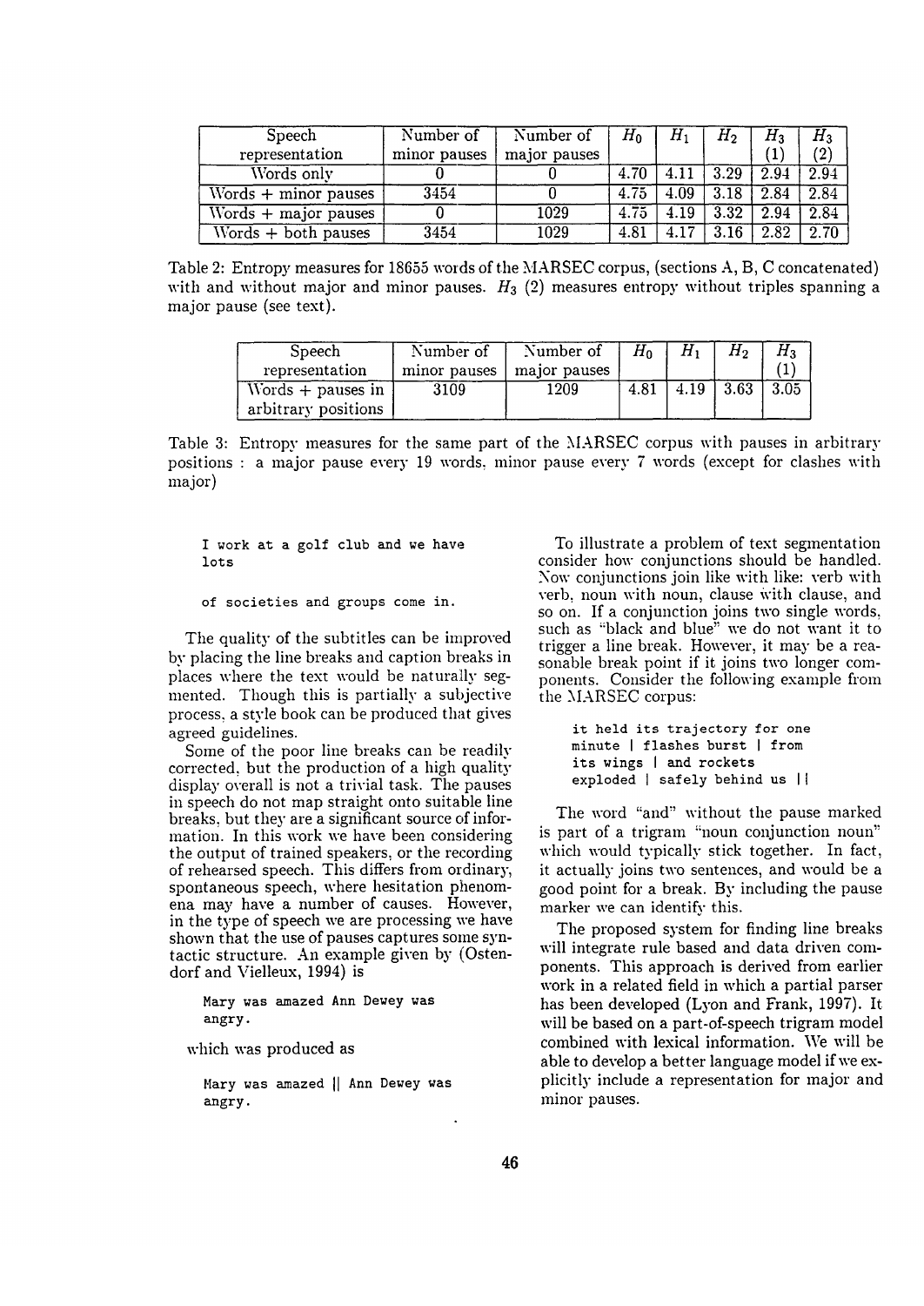| Speech representation | Number of minor pauses | Number of major pauses | $H_0$ | $H_1$ | $H_2$ | $H_3$ (1) | $H_3$ (2) |
|---|---|---|---|---|---|---|---|
| Words only | 0 | 0 | 4.70 | 4.11 | 3.29 | 2.94 | 2.94 |
| Words + minor pauses | 3454 | 0 | 4.75 | 4.09 | 3.18 | 2.84 | 2.84 |
| Words + major pauses | 0 | 1029 | 4.75 | 4.19 | 3.32 | 2.94 | 2.84 |
| Words + both pauses | 3454 | 1029 | 4.81 | 4.17 | 3.16 | 2.82 | 2.70 |

Table 2: Entropy measures for 18655 words of the MARSEC corpus, (sections A, B, C concatenated) with and without major and minor pauses. $H_3$ (2) measures entropy without triples spanning a major pause (see text).

| Speech representation | Number of minor pauses | Number of major pauses | $H_0$ | $H_1$ | $H_2$ | $H_3$ (1) |
|---|---|---|---|---|---|---|
| Words + pauses in arbitrary positions | 3109 | 1209 | 4.81 | 4.19 | 3.63 | 3.05 |

Table 3: Entropy measures for the same part of the MARSEC corpus with pauses in arbitrary positions : a major pause every 19 words, minor pause every 7 words (except for clashes with major)

```
I work at a golf club and we have
lots

of societies and groups come in.
```

The quality of the subtitles can be improved by placing the line breaks and caption breaks in places where the text would be naturally segmented. Though this is partially a subjective process, a style book can be produced that gives agreed guidelines.

Some of the poor line breaks can be readily corrected, but the production of a high quality display overall is not a trivial task. The pauses in speech do not map straight onto suitable line breaks, but they are a significant source of information. In this work we have been considering the output of trained speakers, or the recording of rehearsed speech. This differs from ordinary, spontaneous speech, where hesitation phenomena may have a number of causes. However, in the type of speech we are processing we have shown that the use of pauses captures some syntactic structure. An example given by (Ostendorf and Vielleux, 1994) is

```
Mary was amazed Ann Dewey was
angry.
```

which was produced as

```
Mary was amazed || Ann Dewey was
angry.
```

To illustrate a problem of text segmentation consider how conjunctions should be handled. Now conjunctions join like with like: verb with verb, noun with noun, clause with clause, and so on. If a conjunction joins two single words, such as "black and blue" we do not want it to trigger a line break. However, it may be a reasonable break point if it joins two longer components. Consider the following example from the MARSEC corpus:

```
it held its trajectory for one
minute | flashes burst | from
its wings | and rockets
exploded | safely behind us ||
```

The word "and" without the pause marked is part of a trigram "noun conjunction noun" which would typically stick together. In fact, it actually joins two sentences, and would be a good point for a break. By including the pause marker we can identify this.

The proposed system for finding line breaks will integrate rule based and data driven components. This approach is derived from earlier work in a related field in which a partial parser has been developed (Lyon and Frank, 1997). It will be based on a part-of-speech trigram model combined with lexical information. We will be able to develop a better language model if we explicitly include a representation for major and minor pauses.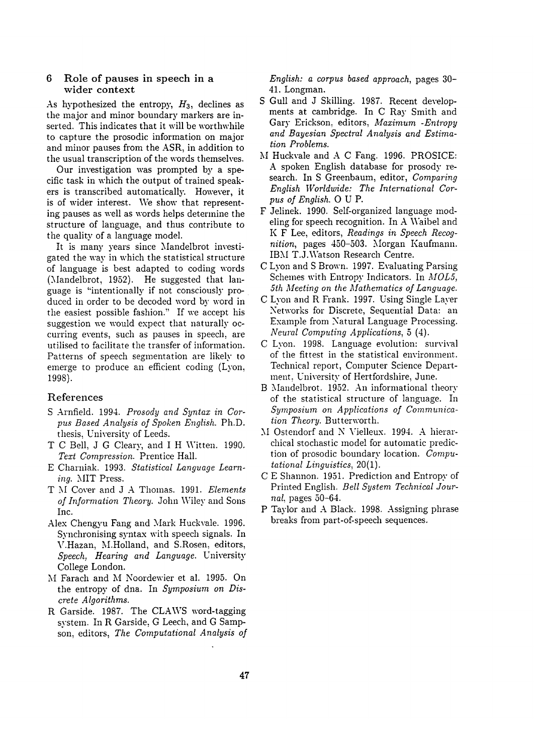## 6 Role of pauses in speech in a wider context

As hypothesized the entropy, $H_3$, declines as the major and minor boundary markers are inserted. This indicates that it will be worthwhile to capture the prosodic information on major and minor pauses from the ASR, in addition to the usual transcription of the words themselves.

Our investigation was prompted by a specific task in which the output of trained speakers is transcribed automatically. However, it is of wider interest. We show that representing pauses as well as words helps determine the structure of language, and thus contribute to the quality of a language model.

It is many years since Mandelbrot investigated the way in which the statistical structure of language is best adapted to coding words (Mandelbrot, 1952). He suggested that language is "intentionally if not consciously produced in order to be decoded word by word in the easiest possible fashion." If we accept his suggestion we would expect that naturally occurring events, such as pauses in speech, are utilised to facilitate the transfer of information. Patterns of speech segmentation are likely to emerge to produce an efficient coding (Lyon, 1998).

## References

S Arnfield. 1994. *Prosody and Syntax in Corpus Based Analysis of Spoken English*. Ph.D. thesis, University of Leeds.

T C Bell, J G Cleary, and I H Witten. 1990. *Text Compression*. Prentice Hall.

E Charniak. 1993. *Statistical Language Learning*. MIT Press.

T M Cover and J A Thomas. 1991. *Elements of Information Theory*. John Wiley and Sons Inc.

Alex Chengyu Fang and Mark Huckvale. 1996. Synchronising syntax with speech signals. In V.Hazan, M.Holland, and S.Rosen, editors, *Speech, Hearing and Language*. University College London.

M Farach and M Noordewier et al. 1995. On the entropy of dna. In *Symposium on Discrete Algorithms*.

R Garside. 1987. The CLAWS word-tagging system. In R Garside, G Leech, and G Sampson, editors, *The Computational Analysis of English: a corpus based approach*, pages 30–41. Longman.

S Gull and J Skilling. 1987. Recent developments at cambridge. In C Ray Smith and Gary Erickson, editors, *Maximum -Entropy and Bayesian Spectral Analysis and Estimation Problems*.

M Huckvale and A C Fang. 1996. PROSICE: A spoken English database for prosody research. In S Greenbaum, editor, *Comparing English Worldwide: The International Corpus of English*. O U P.

F Jelinek. 1990. Self-organized language modeling for speech recognition. In A Waibel and K F Lee, editors, *Readings in Speech Recognition*, pages 450–503. Morgan Kaufmann. IBM T.J.Watson Research Centre.

C Lyon and S Brown. 1997. Evaluating Parsing Schemes with Entropy Indicators. In *MOL5, 5th Meeting on the Mathematics of Language*.

C Lyon and R Frank. 1997. Using Single Layer Networks for Discrete, Sequential Data: an Example from Natural Language Processing. *Neural Computing Applications*, 5 (4).

C Lyon. 1998. Language evolution: survival of the fittest in the statistical environment. Technical report, Computer Science Department, University of Hertfordshire, June.

B Mandelbrot. 1952. An informational theory of the statistical structure of language. In *Symposium on Applications of Communication Theory*. Butterworth.

M Ostendorf and N Vielleux. 1994. A hierarchical stochastic model for automatic prediction of prosodic boundary location. *Computational Linguistics*, 20(1).

C E Shannon. 1951. Prediction and Entropy of Printed English. *Bell System Technical Journal*, pages 50–64.

P Taylor and A Black. 1998. Assigning phrase breaks from part-of-speech sequences.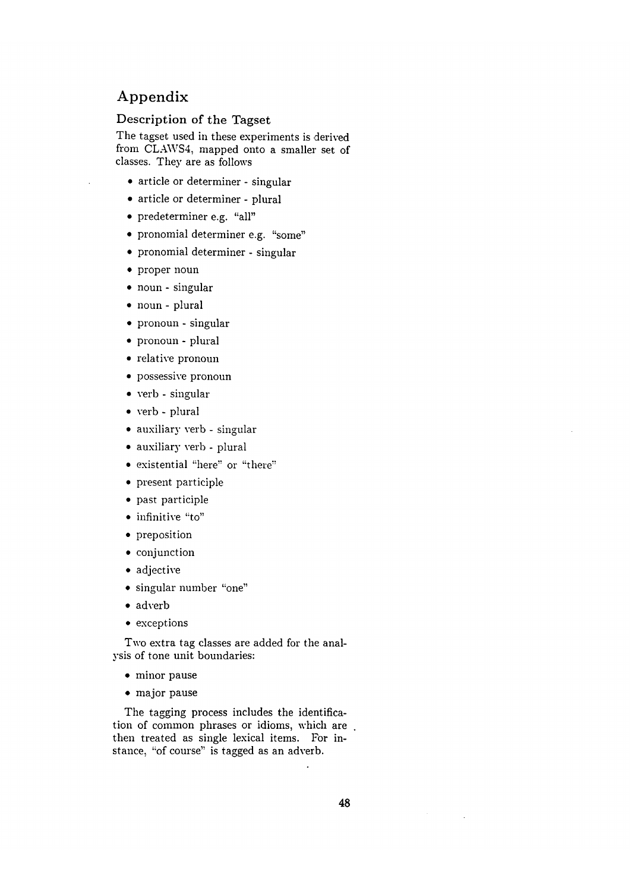# Appendix

## Description of the Tagset

The tagset used in these experiments is derived from CLAWS4, mapped onto a smaller set of classes. They are as follows

- article or determiner - singular
- article or determiner - plural
- predeterminer e.g. "all"
- pronomial determiner e.g. "some"
- pronomial determiner - singular
- proper noun
- noun - singular
- noun - plural
- pronoun - singular
- pronoun - plural
- relative pronoun
- possessive pronoun
- verb - singular
- verb - plural
- auxiliary verb - singular
- auxiliary verb - plural
- existential "here" or "there"
- present participle
- past participle
- infinitive "to"
- preposition
- conjunction
- adjective
- singular number "one"
- adverb
- exceptions

Two extra tag classes are added for the analysis of tone unit boundaries:

- minor pause
- major pause

The tagging process includes the identification of common phrases or idioms, which are then treated as single lexical items. For instance, "of course" is tagged as an adverb.